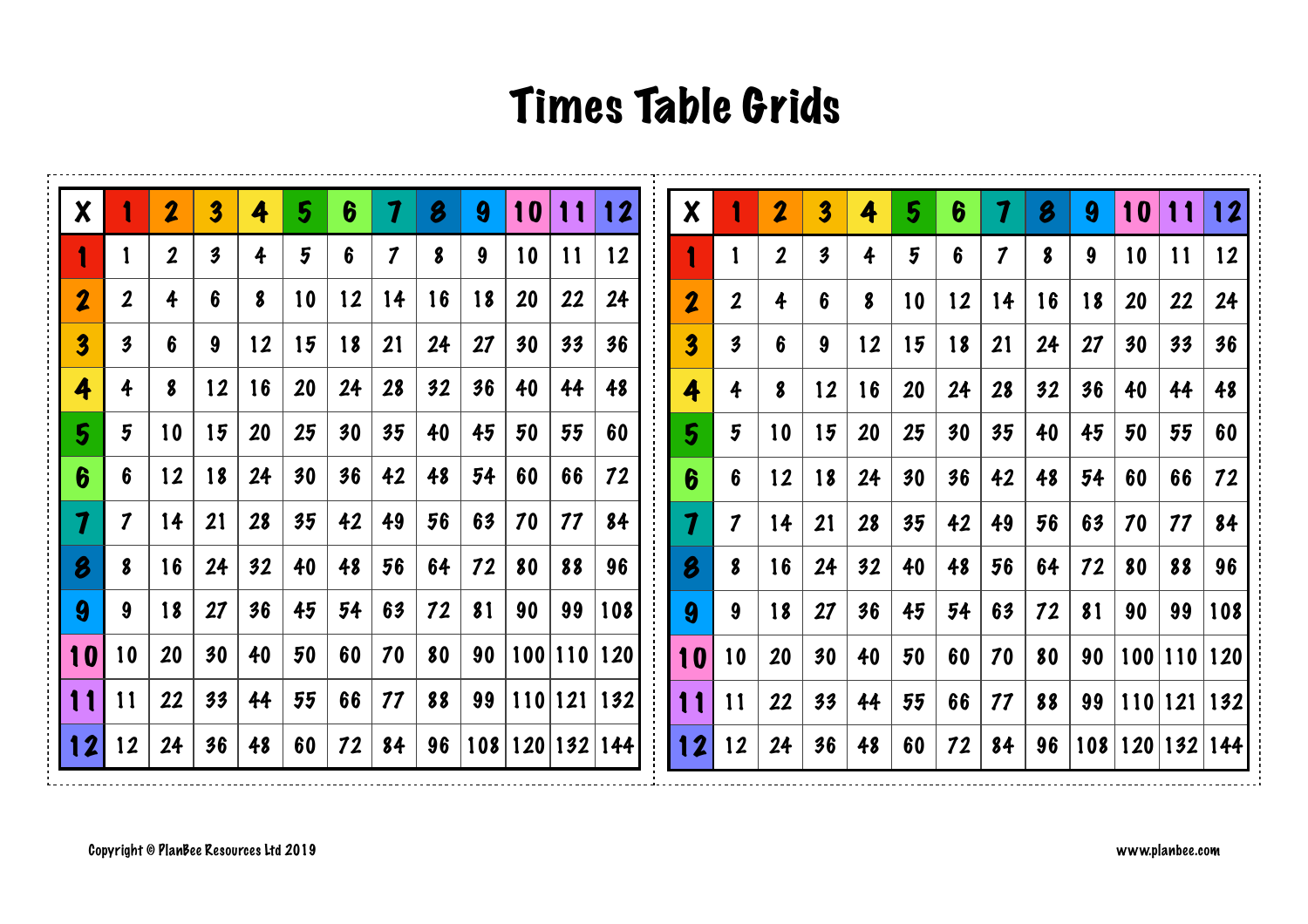# Times Table Grids

| x | 1 | 2 | 3 | 4 | 5 | 6 | 7 | 8 | 9 | 10 | 11 | 12 |
|---|---|---|---|---|---|---|---|---|---|---|---|---|
| 1 | 1 | 2 | 3 | 4 | 5 | 6 | 7 | 8 | 9 | 10 | 11 | 12 |
| 2 | 2 | 4 | 6 | 8 | 10 | 12 | 14 | 16 | 18 | 20 | 22 | 24 |
| 3 | 3 | 6 | 9 | 12 | 15 | 18 | 21 | 24 | 27 | 30 | 33 | 36 |
| 4 | 4 | 8 | 12 | 16 | 20 | 24 | 28 | 32 | 36 | 40 | 44 | 48 |
| 5 | 5 | 10 | 15 | 20 | 25 | 30 | 35 | 40 | 45 | 50 | 55 | 60 |
| 6 | 6 | 12 | 18 | 24 | 30 | 36 | 42 | 48 | 54 | 60 | 66 | 72 |
| 7 | 7 | 14 | 21 | 28 | 35 | 42 | 49 | 56 | 63 | 70 | 77 | 84 |
| 8 | 8 | 16 | 24 | 32 | 40 | 48 | 56 | 64 | 72 | 80 | 88 | 96 |
| 9 | 9 | 18 | 27 | 36 | 45 | 54 | 63 | 72 | 81 | 90 | 99 | 108 |
| 10 | 10 | 20 | 30 | 40 | 50 | 60 | 70 | 80 | 90 | 100 | 110 | 120 |
| 11 | 11 | 22 | 33 | 44 | 55 | 66 | 77 | 88 | 99 | 110 | 121 | 132 |
| 12 | 12 | 24 | 36 | 48 | 60 | 72 | 84 | 96 | 108 | 120 | 132 | 144 |

| x | 1 | 2 | 3 | 4 | 5 | 6 | 7 | 8 | 9 | 10 | 11 | 12 |
|---|---|---|---|---|---|---|---|---|---|---|---|---|
| 1 | 1 | 2 | 3 | 4 | 5 | 6 | 7 | 8 | 9 | 10 | 11 | 12 |
| 2 | 2 | 4 | 6 | 8 | 10 | 12 | 14 | 16 | 18 | 20 | 22 | 24 |
| 3 | 3 | 6 | 9 | 12 | 15 | 18 | 21 | 24 | 27 | 30 | 33 | 36 |
| 4 | 4 | 8 | 12 | 16 | 20 | 24 | 28 | 32 | 36 | 40 | 44 | 48 |
| 5 | 5 | 10 | 15 | 20 | 25 | 30 | 35 | 40 | 45 | 50 | 55 | 60 |
| 6 | 6 | 12 | 18 | 24 | 30 | 36 | 42 | 48 | 54 | 60 | 66 | 72 |
| 7 | 7 | 14 | 21 | 28 | 35 | 42 | 49 | 56 | 63 | 70 | 77 | 84 |
| 8 | 8 | 16 | 24 | 32 | 40 | 48 | 56 | 64 | 72 | 80 | 88 | 96 |
| 9 | 9 | 18 | 27 | 36 | 45 | 54 | 63 | 72 | 81 | 90 | 99 | 108 |
| 10 | 10 | 20 | 30 | 40 | 50 | 60 | 70 | 80 | 90 | 100 | 110 | 120 |
| 11 | 11 | 22 | 33 | 44 | 55 | 66 | 77 | 88 | 99 | 110 | 121 | 132 |
| 12 | 12 | 24 | 36 | 48 | 60 | 72 | 84 | 96 | 108 | 120 | 132 | 144 |

Copyright © PlanBee Resources Ltd 2019

www.planbee.com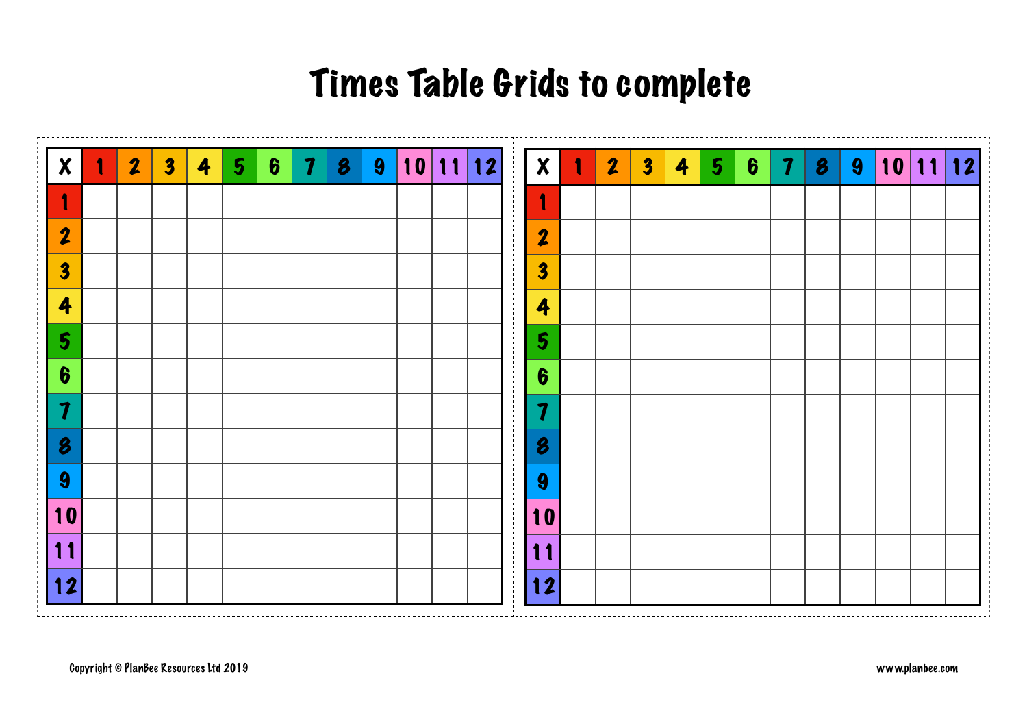# Times Table Grids to complete

| X | 1 | 2 | 3 | 4 | 5 | 6 | 7 | 8 | 9 | 10 | 11 | 12 |
|---|---|---|---|---|---|---|---|---|---|---|---|---|
| 1 | | | | | | | | | | | | |
| 2 | | | | | | | | | | | | |
| 3 | | | | | | | | | | | | |
| 4 | | | | | | | | | | | | |
| 5 | | | | | | | | | | | | |
| 6 | | | | | | | | | | | | |
| 7 | | | | | | | | | | | | |
| 8 | | | | | | | | | | | | |
| 9 | | | | | | | | | | | | |
| 10 | | | | | | | | | | | | |
| 11 | | | | | | | | | | | | |
| 12 | | | | | | | | | | | | |

| X | 1 | 2 | 3 | 4 | 5 | 6 | 7 | 8 | 9 | 10 | 11 | 12 |
|---|---|---|---|---|---|---|---|---|---|---|---|---|
| 1 | | | | | | | | | | | | |
| 2 | | | | | | | | | | | | |
| 3 | | | | | | | | | | | | |
| 4 | | | | | | | | | | | | |
| 5 | | | | | | | | | | | | |
| 6 | | | | | | | | | | | | |
| 7 | | | | | | | | | | | | |
| 8 | | | | | | | | | | | | |
| 9 | | | | | | | | | | | | |
| 10 | | | | | | | | | | | | |
| 11 | | | | | | | | | | | | |
| 12 | | | | | | | | | | | | |

Copyright © PlanBee Resources Ltd 2019

www.planbee.com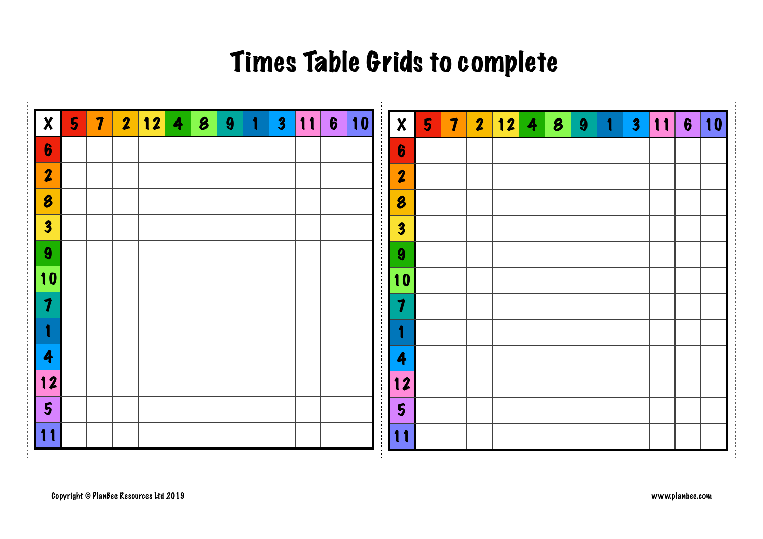# Times Table Grids to complete

| X | 5 | 7 | 2 | 12 | 4 | 8 | 9 | 1 | 3 | 11 | 6 | 10 |
|---|---|---|---|---|---|---|---|---|---|---|---|---|
| 6 | | | | | | | | | | | | |
| 2 | | | | | | | | | | | | |
| 8 | | | | | | | | | | | | |
| 3 | | | | | | | | | | | | |
| 9 | | | | | | | | | | | | |
| 10 | | | | | | | | | | | | |
| 7 | | | | | | | | | | | | |
| 1 | | | | | | | | | | | | |
| 4 | | | | | | | | | | | | |
| 12 | | | | | | | | | | | | |
| 5 | | | | | | | | | | | | |
| 11 | | | | | | | | | | | | |

| X | 5 | 7 | 2 | 12 | 4 | 8 | 9 | 1 | 3 | 11 | 6 | 10 |
|---|---|---|---|---|---|---|---|---|---|---|---|---|
| 6 | | | | | | | | | | | | |
| 2 | | | | | | | | | | | | |
| 8 | | | | | | | | | | | | |
| 3 | | | | | | | | | | | | |
| 9 | | | | | | | | | | | | |
| 10 | | | | | | | | | | | | |
| 7 | | | | | | | | | | | | |
| 1 | | | | | | | | | | | | |
| 4 | | | | | | | | | | | | |
| 12 | | | | | | | | | | | | |
| 5 | | | | | | | | | | | | |
| 11 | | | | | | | | | | | | |

Copyright © PlanBee Resources Ltd 2019

www.planbee.com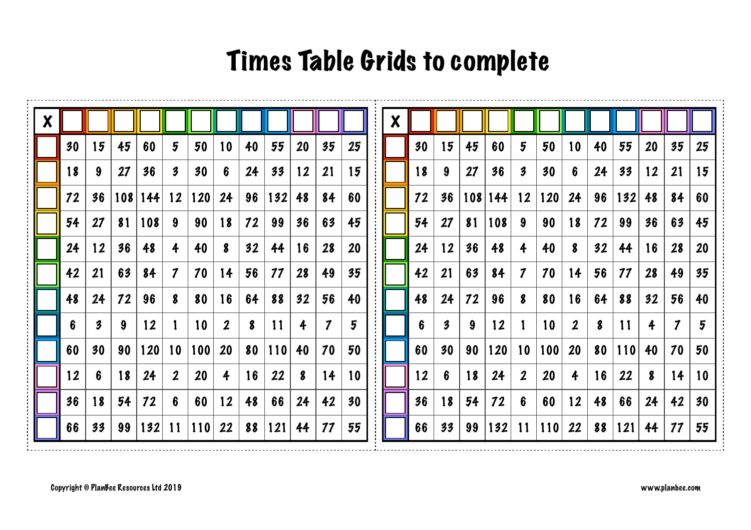# Times Table Grids to complete

| x | | | | | | | | | | | | |
|---|---|---|---|---|---|---|---|---|---|---|---|---|
| | 30 | 15 | 45 | 60 | 5 | 50 | 10 | 40 | 55 | 20 | 35 | 25 |
| | 18 | 9 | 27 | 36 | 3 | 30 | 6 | 24 | 33 | 12 | 21 | 15 |
| | 72 | 36 | 108 | 144 | 12 | 120 | 24 | 96 | 132 | 48 | 84 | 60 |
| | 54 | 27 | 81 | 108 | 9 | 90 | 18 | 72 | 99 | 36 | 63 | 45 |
| | 24 | 12 | 36 | 48 | 4 | 40 | 8 | 32 | 44 | 16 | 28 | 20 |
| | 42 | 21 | 63 | 84 | 7 | 70 | 14 | 56 | 77 | 28 | 49 | 35 |
| | 48 | 24 | 72 | 96 | 8 | 80 | 16 | 64 | 88 | 32 | 56 | 40 |
| | 6 | 3 | 9 | 12 | 1 | 10 | 2 | 8 | 11 | 4 | 7 | 5 |
| | 60 | 30 | 90 | 120 | 10 | 100 | 20 | 80 | 110 | 40 | 70 | 50 |
| | 12 | 6 | 18 | 24 | 2 | 20 | 4 | 16 | 22 | 8 | 14 | 10 |
| | 36 | 18 | 54 | 72 | 6 | 60 | 12 | 48 | 66 | 24 | 42 | 30 |
| | 66 | 33 | 99 | 132 | 11 | 110 | 22 | 88 | 121 | 44 | 77 | 55 |

| x | | | | | | | | | | | | |
|---|---|---|---|---|---|---|---|---|---|---|---|---|
| | 30 | 15 | 45 | 60 | 5 | 50 | 10 | 40 | 55 | 20 | 35 | 25 |
| | 18 | 9 | 27 | 36 | 3 | 30 | 6 | 24 | 33 | 12 | 21 | 15 |
| | 72 | 36 | 108 | 144 | 12 | 120 | 24 | 96 | 132 | 48 | 84 | 60 |
| | 54 | 27 | 81 | 108 | 9 | 90 | 18 | 72 | 99 | 36 | 63 | 45 |
| | 24 | 12 | 36 | 48 | 4 | 40 | 8 | 32 | 44 | 16 | 28 | 20 |
| | 42 | 21 | 63 | 84 | 7 | 70 | 14 | 56 | 77 | 28 | 49 | 35 |
| | 48 | 24 | 72 | 96 | 8 | 80 | 16 | 64 | 88 | 32 | 56 | 40 |
| | 6 | 3 | 9 | 12 | 1 | 10 | 2 | 8 | 11 | 4 | 7 | 5 |
| | 60 | 30 | 90 | 120 | 10 | 100 | 20 | 80 | 110 | 40 | 70 | 50 |
| | 12 | 6 | 18 | 24 | 2 | 20 | 4 | 16 | 22 | 8 | 14 | 10 |
| | 36 | 18 | 54 | 72 | 6 | 60 | 12 | 48 | 66 | 24 | 42 | 30 |
| | 66 | 33 | 99 | 132 | 11 | 110 | 22 | 88 | 121 | 44 | 77 | 55 |

Copyright © PlanBee Resources Ltd 2019

www.planbee.com